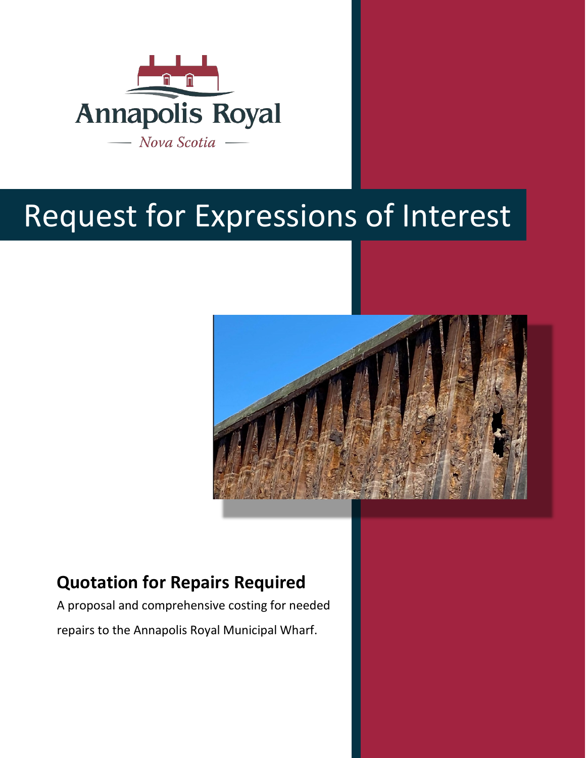Annapolis Royal

*Nova Scotia*

# Request for Expressions of Interest

## Quotation for Repairs Required

A proposal and comprehensive costing for needed repairs to the Annapolis Royal Municipal Wharf.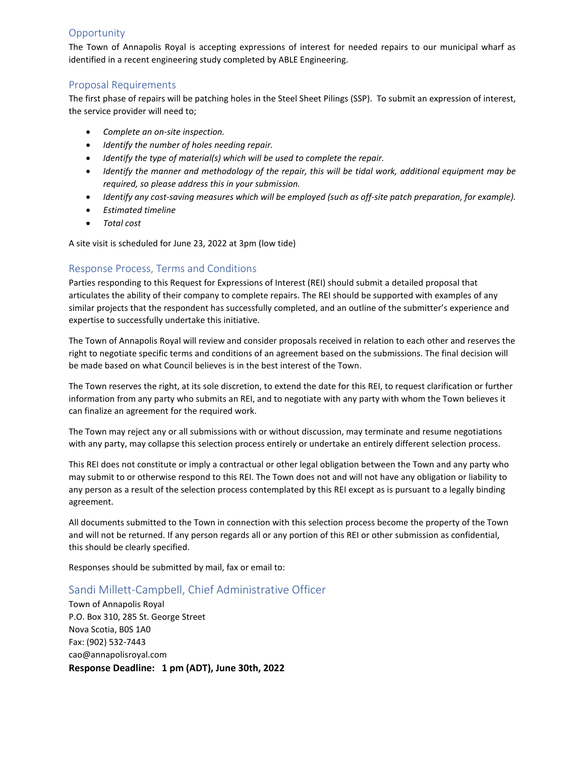## Opportunity

The Town of Annapolis Royal is accepting expressions of interest for needed repairs to our municipal wharf as identified in a recent engineering study completed by ABLE Engineering.

## Proposal Requirements

The first phase of repairs will be patching holes in the Steel Sheet Pilings (SSP). To submit an expression of interest, the service provider will need to;

- *Complete an on-site inspection.*
- *Identify the number of holes needing repair.*
- *Identify the type of material(s) which will be used to complete the repair.*
- *Identify the manner and methodology of the repair, this will be tidal work, additional equipment may be required, so please address this in your submission.*
- *Identify any cost-saving measures which will be employed (such as off-site patch preparation, for example).*
- *Estimated timeline*
- *Total cost*

A site visit is scheduled for June 23, 2022 at 3pm (low tide)

## Response Process, Terms and Conditions

Parties responding to this Request for Expressions of Interest (REI) should submit a detailed proposal that articulates the ability of their company to complete repairs. The REI should be supported with examples of any similar projects that the respondent has successfully completed, and an outline of the submitter's experience and expertise to successfully undertake this initiative.

The Town of Annapolis Royal will review and consider proposals received in relation to each other and reserves the right to negotiate specific terms and conditions of an agreement based on the submissions. The final decision will be made based on what Council believes is in the best interest of the Town.

The Town reserves the right, at its sole discretion, to extend the date for this REI, to request clarification or further information from any party who submits an REI, and to negotiate with any party with whom the Town believes it can finalize an agreement for the required work.

The Town may reject any or all submissions with or without discussion, may terminate and resume negotiations with any party, may collapse this selection process entirely or undertake an entirely different selection process.

This REI does not constitute or imply a contractual or other legal obligation between the Town and any party who may submit to or otherwise respond to this REI. The Town does not and will not have any obligation or liability to any person as a result of the selection process contemplated by this REI except as is pursuant to a legally binding agreement.

All documents submitted to the Town in connection with this selection process become the property of the Town and will not be returned. If any person regards all or any portion of this REI or other submission as confidential, this should be clearly specified.

Responses should be submitted by mail, fax or email to:

## Sandi Millett-Campbell, Chief Administrative Officer

Town of Annapolis Royal
P.O. Box 310, 285 St. George Street
Nova Scotia, B0S 1A0
Fax: (902) 532-7443
cao@annapolisroyal.com

**Response Deadline: 1 pm (ADT), June 30th, 2022**